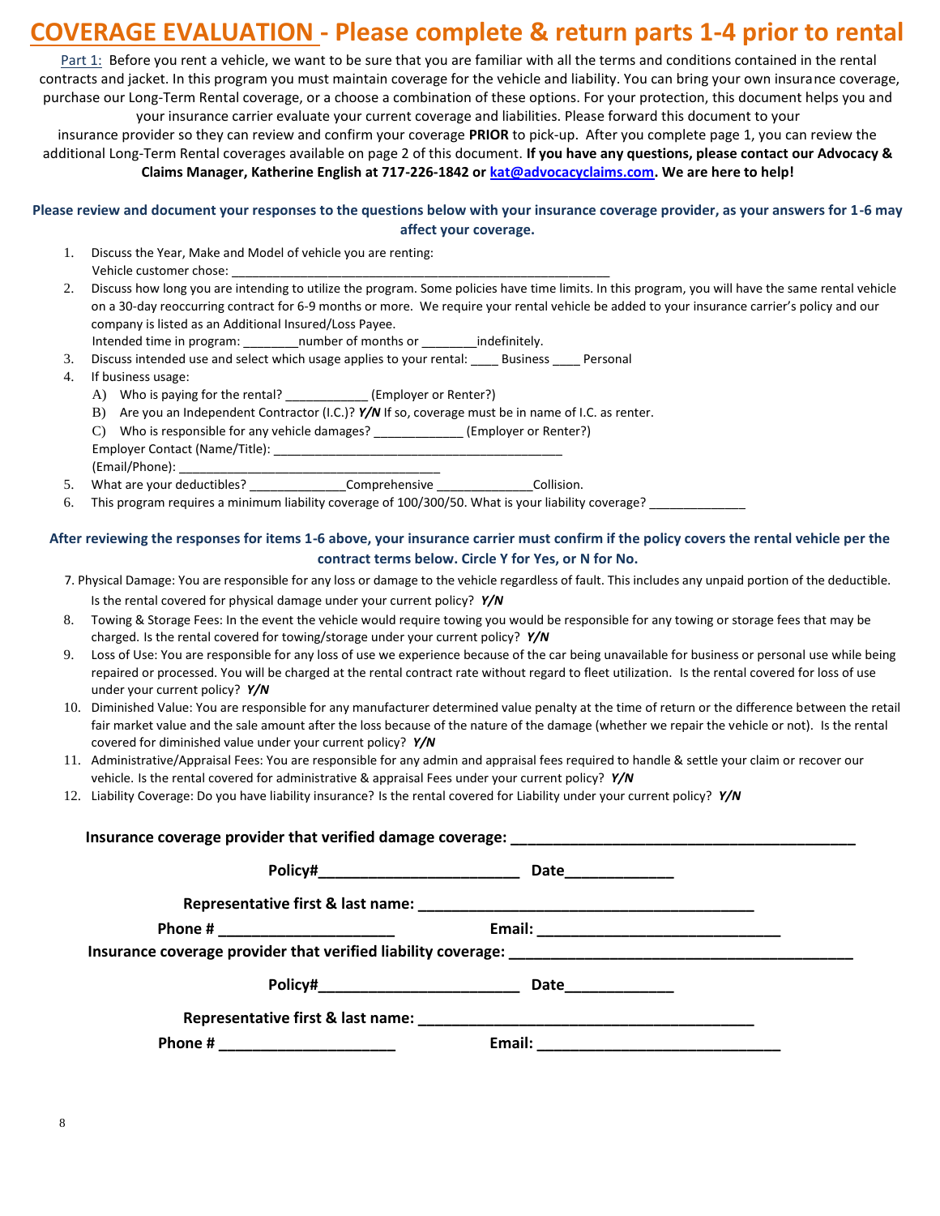# COVERAGE EVALUATION - Please complete & return parts 1-4 prior to rental

Part 1: Before you rent a vehicle, we want to be sure that you are familiar with all the terms and conditions contained in the rental contracts and jacket. In this program you must maintain coverage for the vehicle and liability. You can bring your own insurance coverage, purchase our Long-Term Rental coverage, or a choose a combination of these options. For your protection, this document helps you and your insurance carrier evaluate your current coverage and liabilities. Please forward this document to your insurance provider so they can review and confirm your coverage **PRIOR** to pick-up. After you complete page 1, you can review the additional Long-Term Rental coverages available on page 2 of this document. **If you have any questions, please contact our Advocacy & Claims Manager, Katherine English at 717-226-1842 or kat@advocacyclaims.com. We are here to help!**

**Please review and document your responses to the questions below with your insurance coverage provider, as your answers for 1-6 may affect your coverage.**

1. Discuss the Year, Make and Model of vehicle you are renting:
   Vehicle customer chose: _______________________________________________________
2. Discuss how long you are intending to utilize the program. Some policies have time limits. In this program, you will have the same rental vehicle on a 30-day reoccurring contract for 6-9 months or more. We require your rental vehicle be added to your insurance carrier's policy and our company is listed as an Additional Insured/Loss Payee.
   Intended time in program: ________number of months or ________indefinitely.
3. Discuss intended use and select which usage applies to your rental: ____ Business ____ Personal
4. If business usage:
   A) Who is paying for the rental? ____________ (Employer or Renter?)
   B) Are you an Independent Contractor (I.C.)? ***Y/N*** If so, coverage must be in name of I.C. as renter.
   C) Who is responsible for any vehicle damages? ____________ (Employer or Renter?)
   Employer Contact (Name/Title): __________________________________________
   (Email/Phone): ______________________________________
5. What are your deductibles? _____________Comprehensive _____________Collision.
6. This program requires a minimum liability coverage of 100/300/50. What is your liability coverage? _____________

**After reviewing the responses for items 1-6 above, your insurance carrier must confirm if the policy covers the rental vehicle per the contract terms below. Circle Y for Yes, or N for No.**

7. Physical Damage: You are responsible for any loss or damage to the vehicle regardless of fault. This includes any unpaid portion of the deductible. Is the rental covered for physical damage under your current policy? ***Y/N***
8. Towing & Storage Fees: In the event the vehicle would require towing you would be responsible for any towing or storage fees that may be charged. Is the rental covered for towing/storage under your current policy? ***Y/N***
9. Loss of Use: You are responsible for any loss of use we experience because of the car being unavailable for business or personal use while being repaired or processed. You will be charged at the rental contract rate without regard to fleet utilization. Is the rental covered for loss of use under your current policy? ***Y/N***
10. Diminished Value: You are responsible for any manufacturer determined value penalty at the time of return or the difference between the retail fair market value and the sale amount after the loss because of the nature of the damage (whether we repair the vehicle or not). Is the rental covered for diminished value under your current policy? ***Y/N***
11. Administrative/Appraisal Fees: You are responsible for any admin and appraisal fees required to handle & settle your claim or recover our vehicle. Is the rental covered for administrative & appraisal Fees under your current policy? ***Y/N***
12. Liability Coverage: Do you have liability insurance? Is the rental covered for Liability under your current policy? ***Y/N***

**Insurance coverage provider that verified damage coverage: ________________________________________**

**Policy#_______________________ Date____________**

**Representative first & last name: _______________________________________**

**Phone # ____________________ Email: ____________________________**

**Insurance coverage provider that verified liability coverage: ________________________________________**

**Policy#_______________________ Date____________**

**Representative first & last name: _______________________________________**

**Phone # ____________________ Email: ____________________________**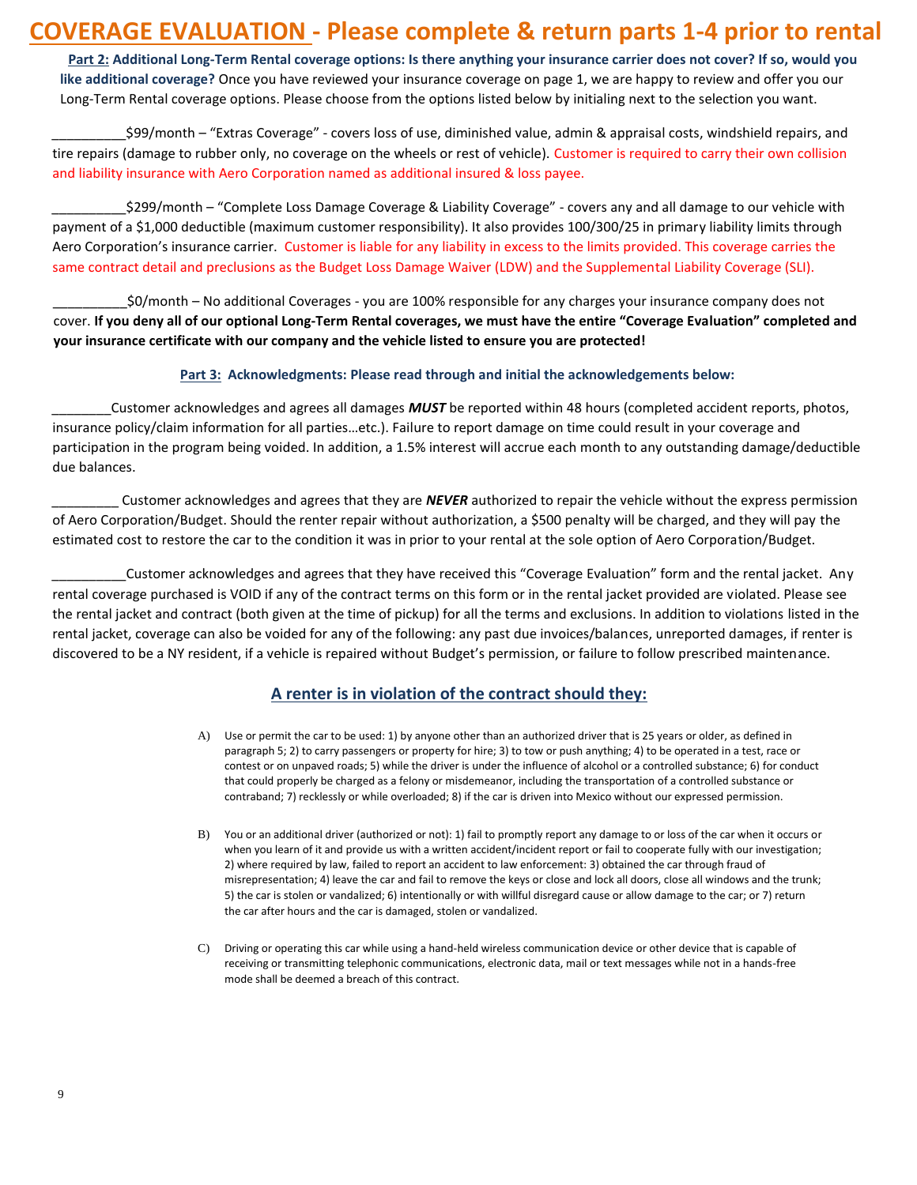# COVERAGE EVALUATION - Please complete & return parts 1-4 prior to rental

**Part 2: Additional Long-Term Rental coverage options: Is there anything your insurance carrier does not cover? If so, would you like additional coverage?** Once you have reviewed your insurance coverage on page 1, we are happy to review and offer you our Long-Term Rental coverage options. Please choose from the options listed below by initialing next to the selection you want.

__________$99/month – "Extras Coverage" - covers loss of use, diminished value, admin & appraisal costs, windshield repairs, and tire repairs (damage to rubber only, no coverage on the wheels or rest of vehicle). Customer is required to carry their own collision and liability insurance with Aero Corporation named as additional insured & loss payee.

__________$299/month – "Complete Loss Damage Coverage & Liability Coverage" - covers any and all damage to our vehicle with payment of a $1,000 deductible (maximum customer responsibility). It also provides 100/300/25 in primary liability limits through Aero Corporation's insurance carrier. Customer is liable for any liability in excess to the limits provided. This coverage carries the same contract detail and preclusions as the Budget Loss Damage Waiver (LDW) and the Supplemental Liability Coverage (SLI).

__________$0/month – No additional Coverages - you are 100% responsible for any charges your insurance company does not cover. **If you deny all of our optional Long-Term Rental coverages, we must have the entire "Coverage Evaluation" completed and your insurance certificate with our company and the vehicle listed to ensure you are protected!**

**Part 3: Acknowledgments: Please read through and initial the acknowledgements below:**

________Customer acknowledges and agrees all damages ***MUST*** be reported within 48 hours (completed accident reports, photos, insurance policy/claim information for all parties…etc.). Failure to report damage on time could result in your coverage and participation in the program being voided. In addition, a 1.5% interest will accrue each month to any outstanding damage/deductible due balances.

_________ Customer acknowledges and agrees that they are ***NEVER*** authorized to repair the vehicle without the express permission of Aero Corporation/Budget. Should the renter repair without authorization, a $500 penalty will be charged, and they will pay the estimated cost to restore the car to the condition it was in prior to your rental at the sole option of Aero Corporation/Budget.

__________Customer acknowledges and agrees that they have received this "Coverage Evaluation" form and the rental jacket. Any rental coverage purchased is VOID if any of the contract terms on this form or in the rental jacket provided are violated. Please see the rental jacket and contract (both given at the time of pickup) for all the terms and exclusions. In addition to violations listed in the rental jacket, coverage can also be voided for any of the following: any past due invoices/balances, unreported damages, if renter is discovered to be a NY resident, if a vehicle is repaired without Budget's permission, or failure to follow prescribed maintenance.

## A renter is in violation of the contract should they:

A) Use or permit the car to be used: 1) by anyone other than an authorized driver that is 25 years or older, as defined in paragraph 5; 2) to carry passengers or property for hire; 3) to tow or push anything; 4) to be operated in a test, race or contest or on unpaved roads; 5) while the driver is under the influence of alcohol or a controlled substance; 6) for conduct that could properly be charged as a felony or misdemeanor, including the transportation of a controlled substance or contraband; 7) recklessly or while overloaded; 8) if the car is driven into Mexico without our expressed permission.

B) You or an additional driver (authorized or not): 1) fail to promptly report any damage to or loss of the car when it occurs or when you learn of it and provide us with a written accident/incident report or fail to cooperate fully with our investigation; 2) where required by law, failed to report an accident to law enforcement: 3) obtained the car through fraud of misrepresentation; 4) leave the car and fail to remove the keys or close and lock all doors, close all windows and the trunk; 5) the car is stolen or vandalized; 6) intentionally or with willful disregard cause or allow damage to the car; or 7) return the car after hours and the car is damaged, stolen or vandalized.

C) Driving or operating this car while using a hand-held wireless communication device or other device that is capable of receiving or transmitting telephonic communications, electronic data, mail or text messages while not in a hands-free mode shall be deemed a breach of this contract.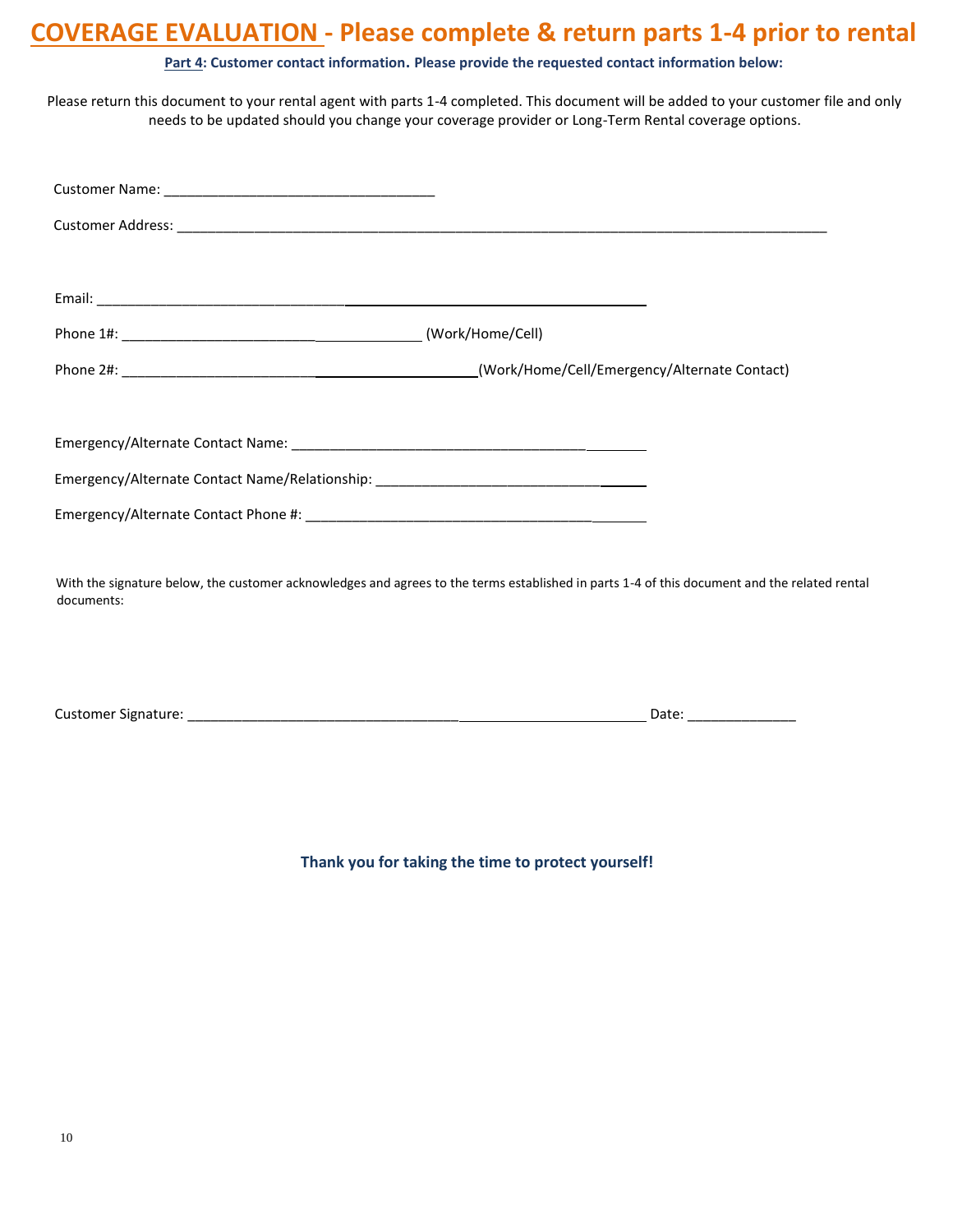# COVERAGE EVALUATION - Please complete & return parts 1-4 prior to rental

**Part 4: Customer contact information. Please provide the requested contact information below:**

Please return this document to your rental agent with parts 1-4 completed. This document will be added to your customer file and only needs to be updated should you change your coverage provider or Long-Term Rental coverage options.

Customer Name: ___________________________________

Customer Address: ___________________________________________________________________________________

Email: ______________________________________________________________________

Phone 1#: ______________________________________ (Work/Home/Cell)

Phone 2#: _______________________________________________(Work/Home/Cell/Emergency/Alternate Contact)

Emergency/Alternate Contact Name: ___________________________________________________

Emergency/Alternate Contact Name/Relationship: ____________________________________

Emergency/Alternate Contact Phone #: ______________________________________________

With the signature below, the customer acknowledges and agrees to the terms established in parts 1-4 of this document and the related rental documents:

Customer Signature: ___________________________________________________________ Date: ______________

**Thank you for taking the time to protect yourself!**